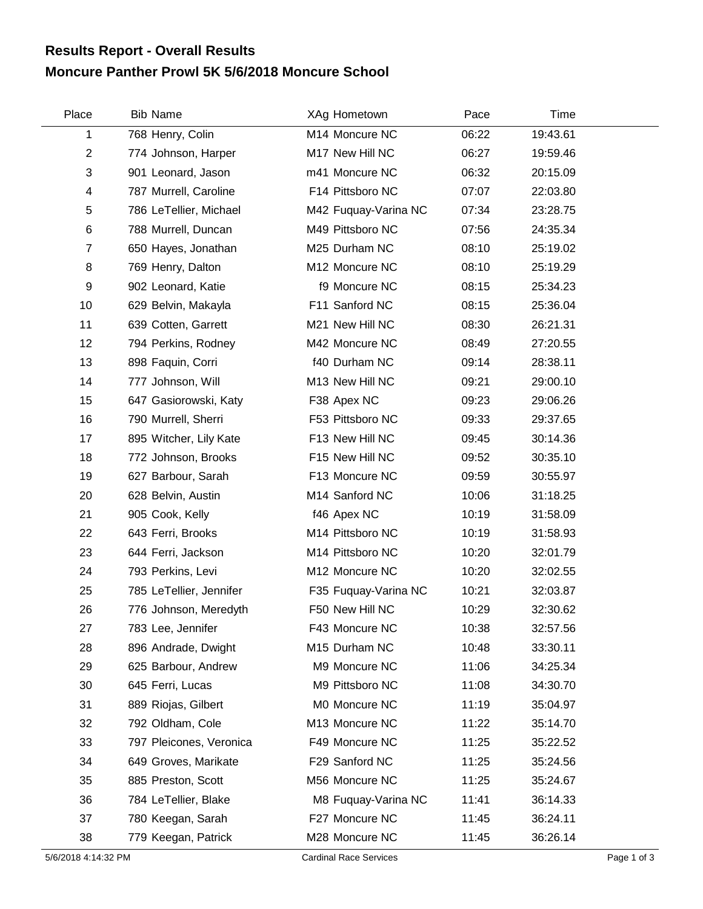# Results Report - Overall Results

## Moncure Panther Prowl 5K 5/6/2018 Moncure School

| Place | Bib | Name | XAg | Hometown | Pace | Time |
|---|---|---|---|---|---|---|
| 1 | 768 | Henry, Colin | M14 | Moncure NC | 06:22 | 19:43.61 |
| 2 | 774 | Johnson, Harper | M17 | New Hill NC | 06:27 | 19:59.46 |
| 3 | 901 | Leonard, Jason | m41 | Moncure NC | 06:32 | 20:15.09 |
| 4 | 787 | Murrell, Caroline | F14 | Pittsboro NC | 07:07 | 22:03.80 |
| 5 | 786 | LeTellier, Michael | M42 | Fuquay-Varina NC | 07:34 | 23:28.75 |
| 6 | 788 | Murrell, Duncan | M49 | Pittsboro NC | 07:56 | 24:35.34 |
| 7 | 650 | Hayes, Jonathan | M25 | Durham NC | 08:10 | 25:19.02 |
| 8 | 769 | Henry, Dalton | M12 | Moncure NC | 08:10 | 25:19.29 |
| 9 | 902 | Leonard, Katie | f9 | Moncure NC | 08:15 | 25:34.23 |
| 10 | 629 | Belvin, Makayla | F11 | Sanford NC | 08:15 | 25:36.04 |
| 11 | 639 | Cotten, Garrett | M21 | New Hill NC | 08:30 | 26:21.31 |
| 12 | 794 | Perkins, Rodney | M42 | Moncure NC | 08:49 | 27:20.55 |
| 13 | 898 | Faquin, Corri | f40 | Durham NC | 09:14 | 28:38.11 |
| 14 | 777 | Johnson, Will | M13 | New Hill NC | 09:21 | 29:00.10 |
| 15 | 647 | Gasiorowski, Katy | F38 | Apex NC | 09:23 | 29:06.26 |
| 16 | 790 | Murrell, Sherri | F53 | Pittsboro NC | 09:33 | 29:37.65 |
| 17 | 895 | Witcher, Lily Kate | F13 | New Hill NC | 09:45 | 30:14.36 |
| 18 | 772 | Johnson, Brooks | F15 | New Hill NC | 09:52 | 30:35.10 |
| 19 | 627 | Barbour, Sarah | F13 | Moncure NC | 09:59 | 30:55.97 |
| 20 | 628 | Belvin, Austin | M14 | Sanford NC | 10:06 | 31:18.25 |
| 21 | 905 | Cook, Kelly | f46 | Apex NC | 10:19 | 31:58.09 |
| 22 | 643 | Ferri, Brooks | M14 | Pittsboro NC | 10:19 | 31:58.93 |
| 23 | 644 | Ferri, Jackson | M14 | Pittsboro NC | 10:20 | 32:01.79 |
| 24 | 793 | Perkins, Levi | M12 | Moncure NC | 10:20 | 32:02.55 |
| 25 | 785 | LeTellier, Jennifer | F35 | Fuquay-Varina NC | 10:21 | 32:03.87 |
| 26 | 776 | Johnson, Meredyth | F50 | New Hill NC | 10:29 | 32:30.62 |
| 27 | 783 | Lee, Jennifer | F43 | Moncure NC | 10:38 | 32:57.56 |
| 28 | 896 | Andrade, Dwight | M15 | Durham NC | 10:48 | 33:30.11 |
| 29 | 625 | Barbour, Andrew | M9 | Moncure NC | 11:06 | 34:25.34 |
| 30 | 645 | Ferri, Lucas | M9 | Pittsboro NC | 11:08 | 34:30.70 |
| 31 | 889 | Riojas, Gilbert | M0 | Moncure NC | 11:19 | 35:04.97 |
| 32 | 792 | Oldham, Cole | M13 | Moncure NC | 11:22 | 35:14.70 |
| 33 | 797 | Pleicones, Veronica | F49 | Moncure NC | 11:25 | 35:22.52 |
| 34 | 649 | Groves, Marikate | F29 | Sanford NC | 11:25 | 35:24.56 |
| 35 | 885 | Preston, Scott | M56 | Moncure NC | 11:25 | 35:24.67 |
| 36 | 784 | LeTellier, Blake | M8 | Fuquay-Varina NC | 11:41 | 36:14.33 |
| 37 | 780 | Keegan, Sarah | F27 | Moncure NC | 11:45 | 36:24.11 |
| 38 | 779 | Keegan, Patrick | M28 | Moncure NC | 11:45 | 36:26.14 |

5/6/2018 4:14:32 PM Cardinal Race Services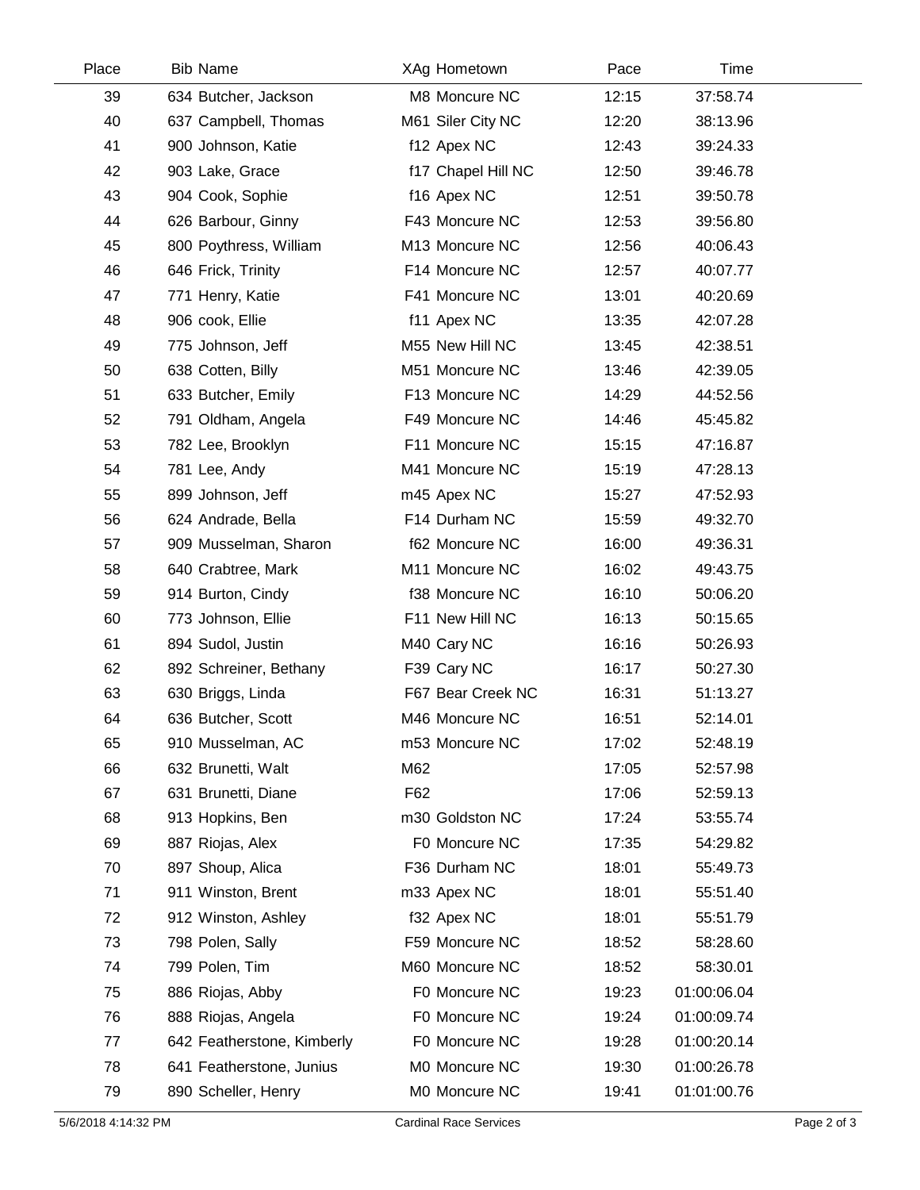| Place | Bib | Name | XAg | Hometown | Pace | Time |
|---|---|---|---|---|---|---|
| 39 | 634 | Butcher, Jackson | M8 | Moncure NC | 12:15 | 37:58.74 |
| 40 | 637 | Campbell, Thomas | M61 | Siler City NC | 12:20 | 38:13.96 |
| 41 | 900 | Johnson, Katie | f12 | Apex NC | 12:43 | 39:24.33 |
| 42 | 903 | Lake, Grace | f17 | Chapel Hill NC | 12:50 | 39:46.78 |
| 43 | 904 | Cook, Sophie | f16 | Apex NC | 12:51 | 39:50.78 |
| 44 | 626 | Barbour, Ginny | F43 | Moncure NC | 12:53 | 39:56.80 |
| 45 | 800 | Poythress, William | M13 | Moncure NC | 12:56 | 40:06.43 |
| 46 | 646 | Frick, Trinity | F14 | Moncure NC | 12:57 | 40:07.77 |
| 47 | 771 | Henry, Katie | F41 | Moncure NC | 13:01 | 40:20.69 |
| 48 | 906 | cook, Ellie | f11 | Apex NC | 13:35 | 42:07.28 |
| 49 | 775 | Johnson, Jeff | M55 | New Hill NC | 13:45 | 42:38.51 |
| 50 | 638 | Cotten, Billy | M51 | Moncure NC | 13:46 | 42:39.05 |
| 51 | 633 | Butcher, Emily | F13 | Moncure NC | 14:29 | 44:52.56 |
| 52 | 791 | Oldham, Angela | F49 | Moncure NC | 14:46 | 45:45.82 |
| 53 | 782 | Lee, Brooklyn | F11 | Moncure NC | 15:15 | 47:16.87 |
| 54 | 781 | Lee, Andy | M41 | Moncure NC | 15:19 | 47:28.13 |
| 55 | 899 | Johnson, Jeff | m45 | Apex NC | 15:27 | 47:52.93 |
| 56 | 624 | Andrade, Bella | F14 | Durham NC | 15:59 | 49:32.70 |
| 57 | 909 | Musselman, Sharon | f62 | Moncure NC | 16:00 | 49:36.31 |
| 58 | 640 | Crabtree, Mark | M11 | Moncure NC | 16:02 | 49:43.75 |
| 59 | 914 | Burton, Cindy | f38 | Moncure NC | 16:10 | 50:06.20 |
| 60 | 773 | Johnson, Ellie | F11 | New Hill NC | 16:13 | 50:15.65 |
| 61 | 894 | Sudol, Justin | M40 | Cary NC | 16:16 | 50:26.93 |
| 62 | 892 | Schreiner, Bethany | F39 | Cary NC | 16:17 | 50:27.30 |
| 63 | 630 | Briggs, Linda | F67 | Bear Creek NC | 16:31 | 51:13.27 |
| 64 | 636 | Butcher, Scott | M46 | Moncure NC | 16:51 | 52:14.01 |
| 65 | 910 | Musselman, AC | m53 | Moncure NC | 17:02 | 52:48.19 |
| 66 | 632 | Brunetti, Walt | M62 | | 17:05 | 52:57.98 |
| 67 | 631 | Brunetti, Diane | F62 | | 17:06 | 52:59.13 |
| 68 | 913 | Hopkins, Ben | m30 | Goldston NC | 17:24 | 53:55.74 |
| 69 | 887 | Riojas, Alex | F0 | Moncure NC | 17:35 | 54:29.82 |
| 70 | 897 | Shoup, Alica | F36 | Durham NC | 18:01 | 55:49.73 |
| 71 | 911 | Winston, Brent | m33 | Apex NC | 18:01 | 55:51.40 |
| 72 | 912 | Winston, Ashley | f32 | Apex NC | 18:01 | 55:51.79 |
| 73 | 798 | Polen, Sally | F59 | Moncure NC | 18:52 | 58:28.60 |
| 74 | 799 | Polen, Tim | M60 | Moncure NC | 18:52 | 58:30.01 |
| 75 | 886 | Riojas, Abby | F0 | Moncure NC | 19:23 | 01:00:06.04 |
| 76 | 888 | Riojas, Angela | F0 | Moncure NC | 19:24 | 01:00:09.74 |
| 77 | 642 | Featherstone, Kimberly | F0 | Moncure NC | 19:28 | 01:00:20.14 |
| 78 | 641 | Featherstone, Junius | M0 | Moncure NC | 19:30 | 01:00:26.78 |
| 79 | 890 | Scheller, Henry | M0 | Moncure NC | 19:41 | 01:01:00.76 |

5/6/2018 4:14:32 PM Cardinal Race Services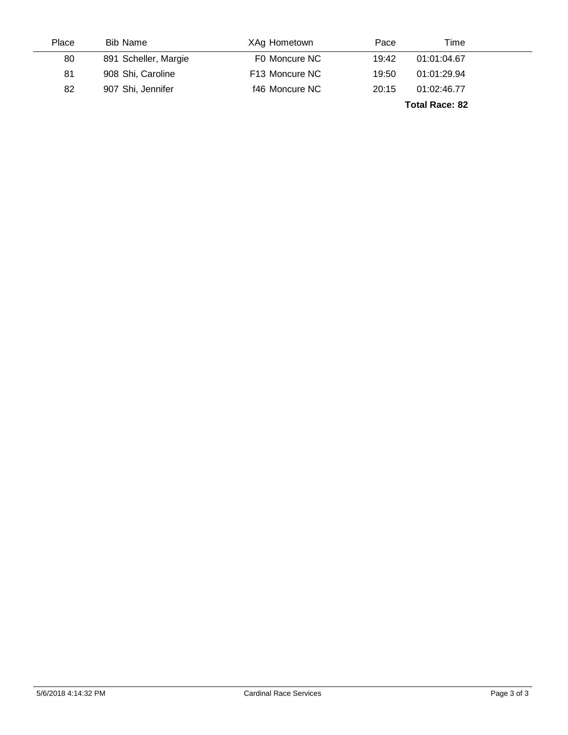| Place | Bib | Name | XAg | Hometown | Pace | Time |
|---|---|---|---|---|---|---|
| 80 | 891 | Scheller, Margie | F0 | Moncure NC | 19:42 | 01:01:04.67 |
| 81 | 908 | Shi, Caroline | F13 | Moncure NC | 19:50 | 01:01:29.94 |
| 82 | 907 | Shi, Jennifer | f46 | Moncure NC | 20:15 | 01:02:46.77 |

**Total Race: 82**

5/6/2018 4:14:32 PM

Cardinal Race Services